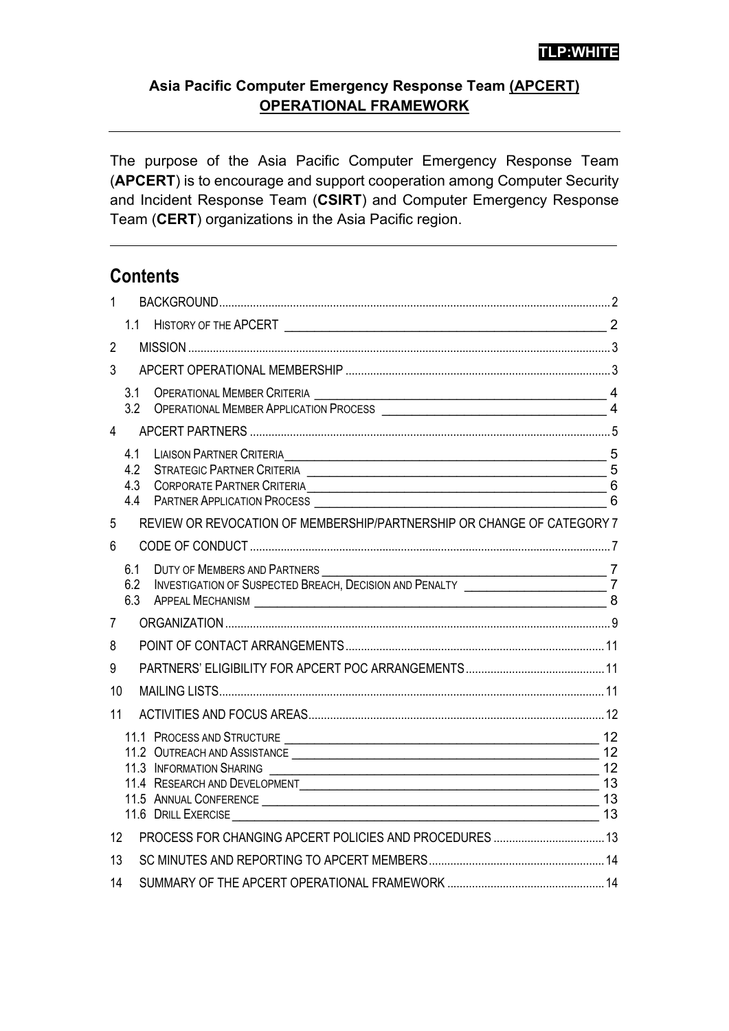TLP:WHITE

**Asia Pacific Computer Emergency Response Team (APCERT)**
**OPERATIONAL FRAMEWORK**

---

The purpose of the Asia Pacific Computer Emergency Response Team (**APCERT**) is to encourage and support cooperation among Computer Security and Incident Response Team (**CSIRT**) and Computer Emergency Response Team (**CERT**) organizations in the Asia Pacific region.

---

## Contents

1 BACKGROUND .... 2
- 1.1 HISTORY OF THE APCERT .... 2

2 MISSION .... 3

3 APCERT OPERATIONAL MEMBERSHIP .... 3
- 3.1 OPERATIONAL MEMBER CRITERIA .... 4
- 3.2 OPERATIONAL MEMBER APPLICATION PROCESS .... 4

4 APCERT PARTNERS .... 5
- 4.1 LIAISON PARTNER CRITERIA .... 5
- 4.2 STRATEGIC PARTNER CRITERIA .... 5
- 4.3 CORPORATE PARTNER CRITERIA .... 6
- 4.4 PARTNER APPLICATION PROCESS .... 6

5 REVIEW OR REVOCATION OF MEMBERSHIP/PARTNERSHIP OR CHANGE OF CATEGORY .... 7

6 CODE OF CONDUCT .... 7
- 6.1 DUTY OF MEMBERS AND PARTNERS .... 7
- 6.2 INVESTIGATION OF SUSPECTED BREACH, DECISION AND PENALTY .... 7
- 6.3 APPEAL MECHANISM .... 8

7 ORGANIZATION .... 9

8 POINT OF CONTACT ARRANGEMENTS .... 11

9 PARTNERS' ELIGIBILITY FOR APCERT POC ARRANGEMENTS .... 11

10 MAILING LISTS .... 11

11 ACTIVITIES AND FOCUS AREAS .... 12
- 11.1 PROCESS AND STRUCTURE .... 12
- 11.2 OUTREACH AND ASSISTANCE .... 12
- 11.3 INFORMATION SHARING .... 12
- 11.4 RESEARCH AND DEVELOPMENT .... 13
- 11.5 ANNUAL CONFERENCE .... 13
- 11.6 DRILL EXERCISE .... 13

12 PROCESS FOR CHANGING APCERT POLICIES AND PROCEDURES .... 13

13 SC MINUTES AND REPORTING TO APCERT MEMBERS .... 14

14 SUMMARY OF THE APCERT OPERATIONAL FRAMEWORK .... 14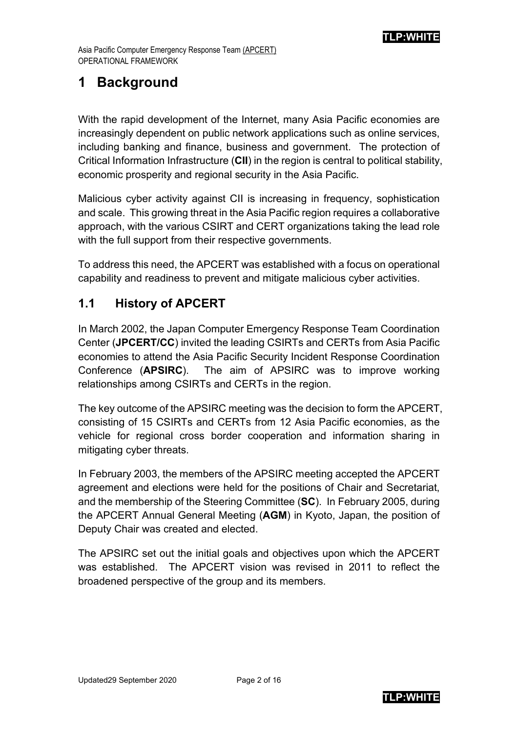# 1 Background

With the rapid development of the Internet, many Asia Pacific economies are increasingly dependent on public network applications such as online services, including banking and finance, business and government. The protection of Critical Information Infrastructure (**CII**) in the region is central to political stability, economic prosperity and regional security in the Asia Pacific.

Malicious cyber activity against CII is increasing in frequency, sophistication and scale. This growing threat in the Asia Pacific region requires a collaborative approach, with the various CSIRT and CERT organizations taking the lead role with the full support from their respective governments.

To address this need, the APCERT was established with a focus on operational capability and readiness to prevent and mitigate malicious cyber activities.

## 1.1 History of APCERT

In March 2002, the Japan Computer Emergency Response Team Coordination Center (**JPCERT/CC**) invited the leading CSIRTs and CERTs from Asia Pacific economies to attend the Asia Pacific Security Incident Response Coordination Conference (**APSIRC**). The aim of APSIRC was to improve working relationships among CSIRTs and CERTs in the region.

The key outcome of the APSIRC meeting was the decision to form the APCERT, consisting of 15 CSIRTs and CERTs from 12 Asia Pacific economies, as the vehicle for regional cross border cooperation and information sharing in mitigating cyber threats.

In February 2003, the members of the APSIRC meeting accepted the APCERT agreement and elections were held for the positions of Chair and Secretariat, and the membership of the Steering Committee (**SC**). In February 2005, during the APCERT Annual General Meeting (**AGM**) in Kyoto, Japan, the position of Deputy Chair was created and elected.

The APSIRC set out the initial goals and objectives upon which the APCERT was established. The APCERT vision was revised in 2011 to reflect the broadened perspective of the group and its members.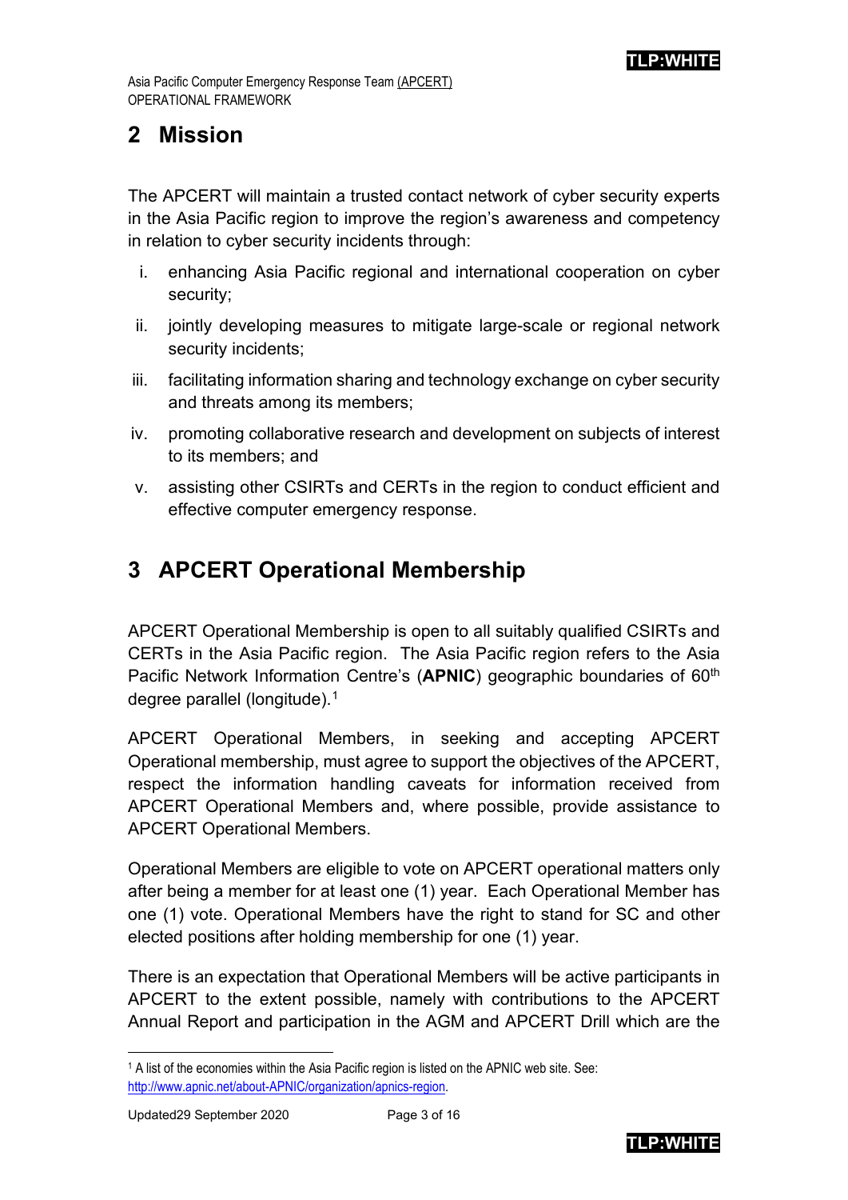## 2 Mission

The APCERT will maintain a trusted contact network of cyber security experts in the Asia Pacific region to improve the region's awareness and competency in relation to cyber security incidents through:

i. enhancing Asia Pacific regional and international cooperation on cyber security;

ii. jointly developing measures to mitigate large-scale or regional network security incidents;

iii. facilitating information sharing and technology exchange on cyber security and threats among its members;

iv. promoting collaborative research and development on subjects of interest to its members; and

v. assisting other CSIRTs and CERTs in the region to conduct efficient and effective computer emergency response.

## 3 APCERT Operational Membership

APCERT Operational Membership is open to all suitably qualified CSIRTs and CERTs in the Asia Pacific region. The Asia Pacific region refers to the Asia Pacific Network Information Centre's (**APNIC**) geographic boundaries of 60th degree parallel (longitude).[1]

APCERT Operational Members, in seeking and accepting APCERT Operational membership, must agree to support the objectives of the APCERT, respect the information handling caveats for information received from APCERT Operational Members and, where possible, provide assistance to APCERT Operational Members.

Operational Members are eligible to vote on APCERT operational matters only after being a member for at least one (1) year. Each Operational Member has one (1) vote. Operational Members have the right to stand for SC and other elected positions after holding membership for one (1) year.

There is an expectation that Operational Members will be active participants in APCERT to the extent possible, namely with contributions to the APCERT Annual Report and participation in the AGM and APCERT Drill which are the

---

[1] A list of the economies within the Asia Pacific region is listed on the APNIC web site. See: http://www.apnic.net/about-APNIC/organization/apnics-region.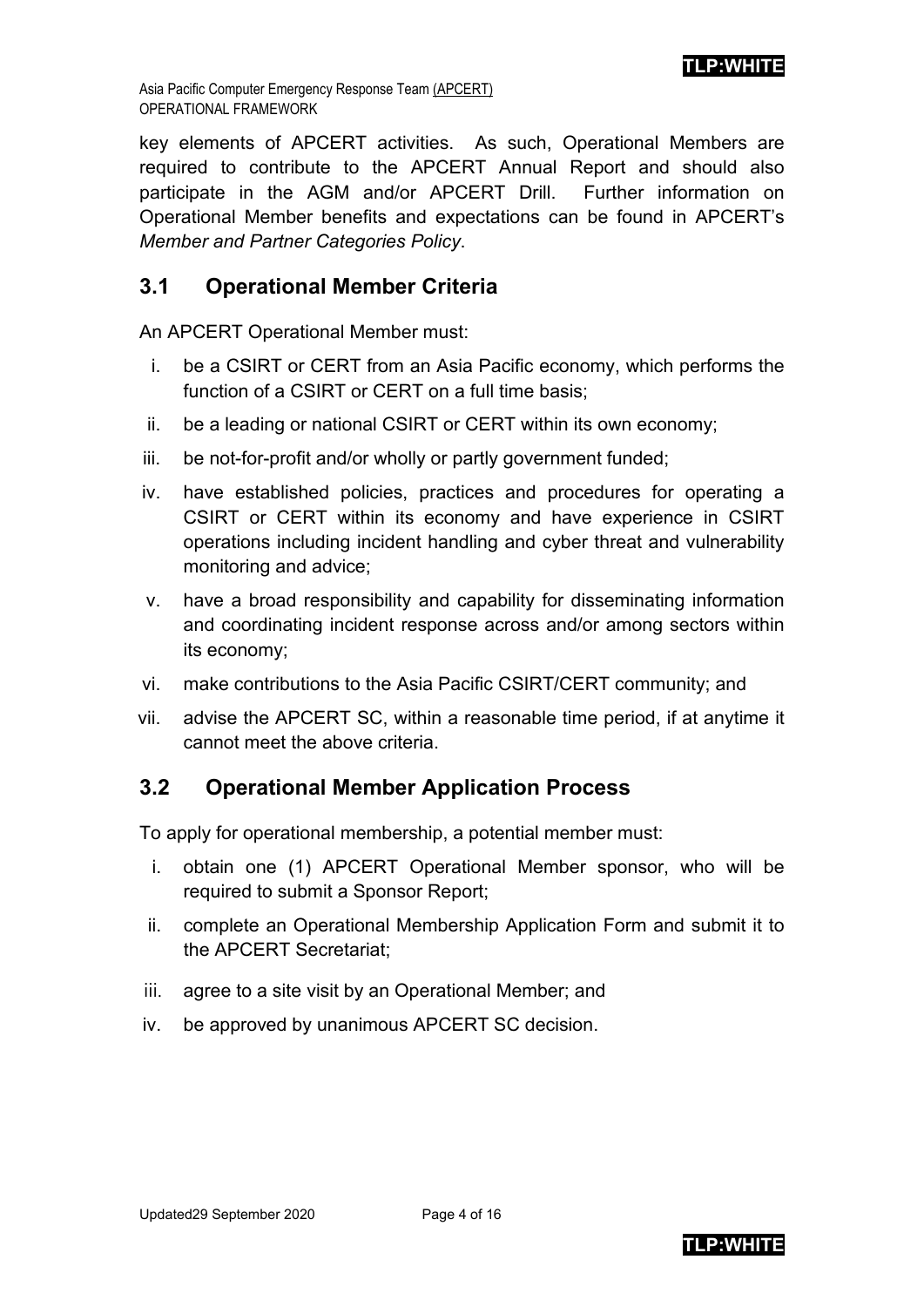key elements of APCERT activities. As such, Operational Members are required to contribute to the APCERT Annual Report and should also participate in the AGM and/or APCERT Drill. Further information on Operational Member benefits and expectations can be found in APCERT's *Member and Partner Categories Policy*.

## 3.1 Operational Member Criteria

An APCERT Operational Member must:

i. be a CSIRT or CERT from an Asia Pacific economy, which performs the function of a CSIRT or CERT on a full time basis;

ii. be a leading or national CSIRT or CERT within its own economy;

iii. be not-for-profit and/or wholly or partly government funded;

iv. have established policies, practices and procedures for operating a CSIRT or CERT within its economy and have experience in CSIRT operations including incident handling and cyber threat and vulnerability monitoring and advice;

v. have a broad responsibility and capability for disseminating information and coordinating incident response across and/or among sectors within its economy;

vi. make contributions to the Asia Pacific CSIRT/CERT community; and

vii. advise the APCERT SC, within a reasonable time period, if at anytime it cannot meet the above criteria.

## 3.2 Operational Member Application Process

To apply for operational membership, a potential member must:

i. obtain one (1) APCERT Operational Member sponsor, who will be required to submit a Sponsor Report;

ii. complete an Operational Membership Application Form and submit it to the APCERT Secretariat;

iii. agree to a site visit by an Operational Member; and

iv. be approved by unanimous APCERT SC decision.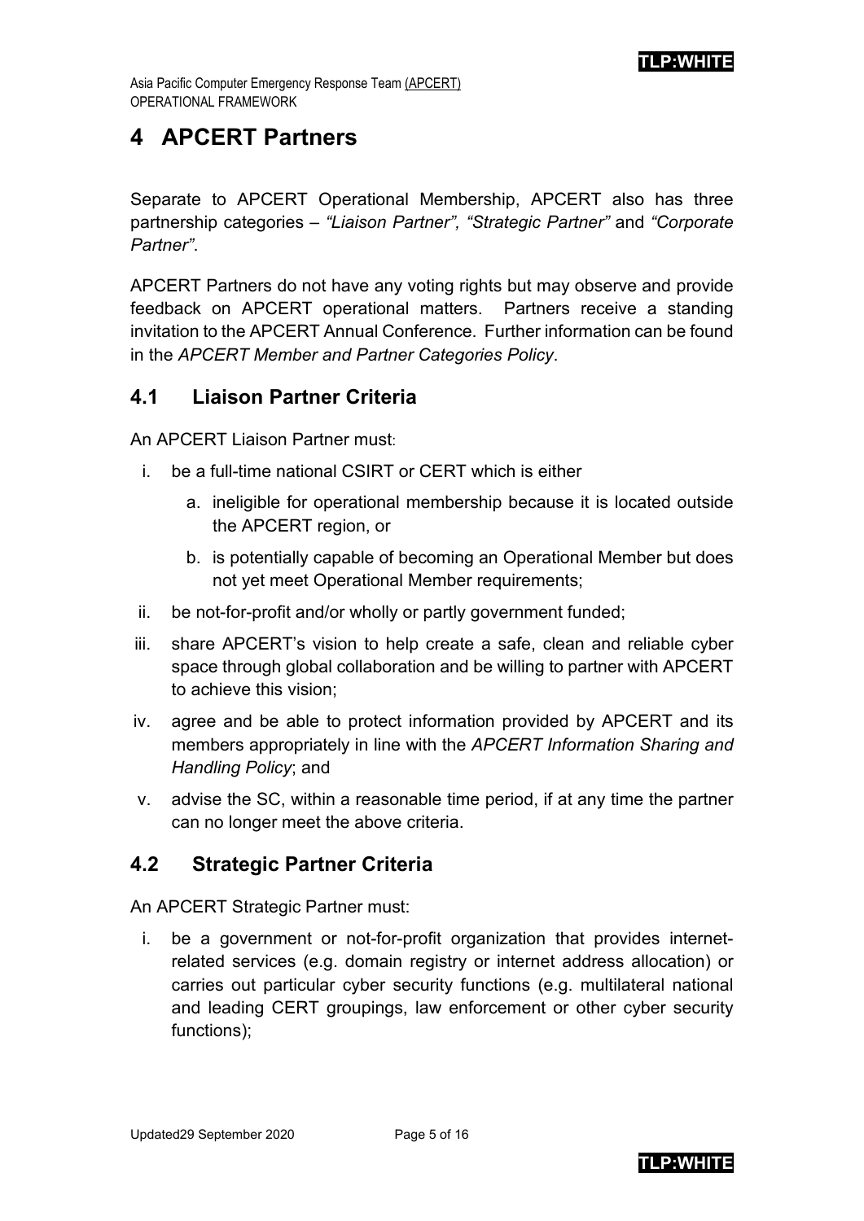# 4 APCERT Partners

Separate to APCERT Operational Membership, APCERT also has three partnership categories – *"Liaison Partner", "Strategic Partner"* and *"Corporate Partner"*.

APCERT Partners do not have any voting rights but may observe and provide feedback on APCERT operational matters. Partners receive a standing invitation to the APCERT Annual Conference. Further information can be found in the *APCERT Member and Partner Categories Policy*.

## 4.1 Liaison Partner Criteria

An APCERT Liaison Partner must:

i. be a full-time national CSIRT or CERT which is either
   a. ineligible for operational membership because it is located outside the APCERT region, or
   b. is potentially capable of becoming an Operational Member but does not yet meet Operational Member requirements;

ii. be not-for-profit and/or wholly or partly government funded;

iii. share APCERT's vision to help create a safe, clean and reliable cyber space through global collaboration and be willing to partner with APCERT to achieve this vision;

iv. agree and be able to protect information provided by APCERT and its members appropriately in line with the *APCERT Information Sharing and Handling Policy*; and

v. advise the SC, within a reasonable time period, if at any time the partner can no longer meet the above criteria.

## 4.2 Strategic Partner Criteria

An APCERT Strategic Partner must:

i. be a government or not-for-profit organization that provides internet-related services (e.g. domain registry or internet address allocation) or carries out particular cyber security functions (e.g. multilateral national and leading CERT groupings, law enforcement or other cyber security functions);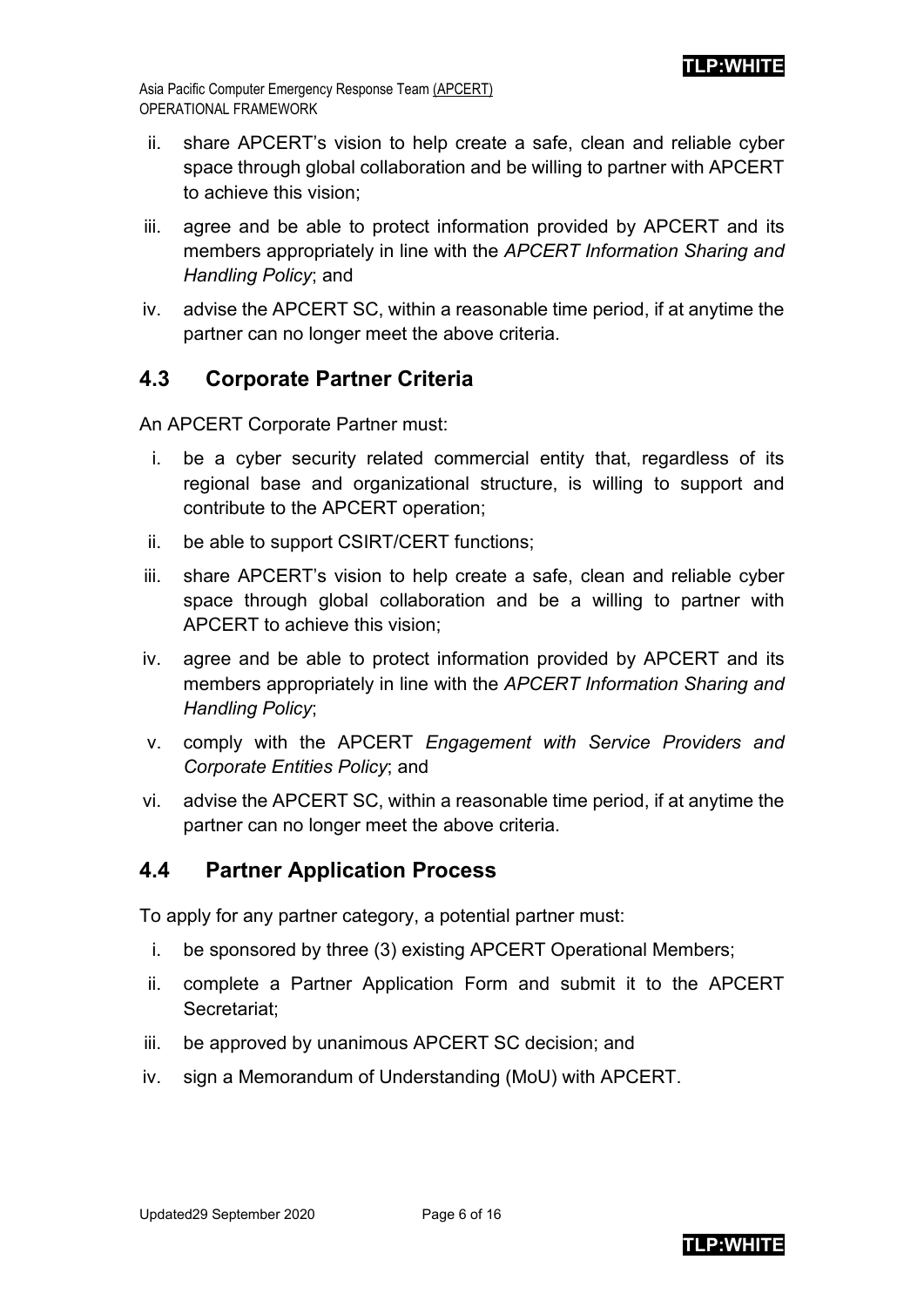ii. share APCERT's vision to help create a safe, clean and reliable cyber space through global collaboration and be willing to partner with APCERT to achieve this vision;

iii. agree and be able to protect information provided by APCERT and its members appropriately in line with the *APCERT Information Sharing and Handling Policy*; and

iv. advise the APCERT SC, within a reasonable time period, if at anytime the partner can no longer meet the above criteria.

## 4.3 Corporate Partner Criteria

An APCERT Corporate Partner must:

i. be a cyber security related commercial entity that, regardless of its regional base and organizational structure, is willing to support and contribute to the APCERT operation;

ii. be able to support CSIRT/CERT functions;

iii. share APCERT's vision to help create a safe, clean and reliable cyber space through global collaboration and be a willing to partner with APCERT to achieve this vision;

iv. agree and be able to protect information provided by APCERT and its members appropriately in line with the *APCERT Information Sharing and Handling Policy*;

v. comply with the APCERT *Engagement with Service Providers and Corporate Entities Policy*; and

vi. advise the APCERT SC, within a reasonable time period, if at anytime the partner can no longer meet the above criteria.

## 4.4 Partner Application Process

To apply for any partner category, a potential partner must:

i. be sponsored by three (3) existing APCERT Operational Members;

ii. complete a Partner Application Form and submit it to the APCERT Secretariat;

iii. be approved by unanimous APCERT SC decision; and

iv. sign a Memorandum of Understanding (MoU) with APCERT.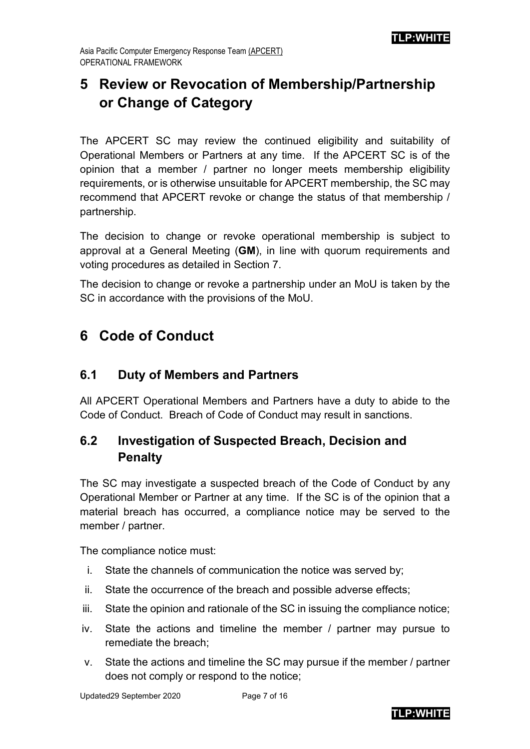# 5 Review or Revocation of Membership/Partnership or Change of Category

The APCERT SC may review the continued eligibility and suitability of Operational Members or Partners at any time. If the APCERT SC is of the opinion that a member / partner no longer meets membership eligibility requirements, or is otherwise unsuitable for APCERT membership, the SC may recommend that APCERT revoke or change the status of that membership / partnership.

The decision to change or revoke operational membership is subject to approval at a General Meeting (**GM**), in line with quorum requirements and voting procedures as detailed in Section 7.

The decision to change or revoke a partnership under an MoU is taken by the SC in accordance with the provisions of the MoU.

# 6 Code of Conduct

## 6.1 Duty of Members and Partners

All APCERT Operational Members and Partners have a duty to abide to the Code of Conduct. Breach of Code of Conduct may result in sanctions.

## 6.2 Investigation of Suspected Breach, Decision and Penalty

The SC may investigate a suspected breach of the Code of Conduct by any Operational Member or Partner at any time. If the SC is of the opinion that a material breach has occurred, a compliance notice may be served to the member / partner.

The compliance notice must:

i. State the channels of communication the notice was served by;

ii. State the occurrence of the breach and possible adverse effects;

iii. State the opinion and rationale of the SC in issuing the compliance notice;

iv. State the actions and timeline the member / partner may pursue to remediate the breach;

v. State the actions and timeline the SC may pursue if the member / partner does not comply or respond to the notice;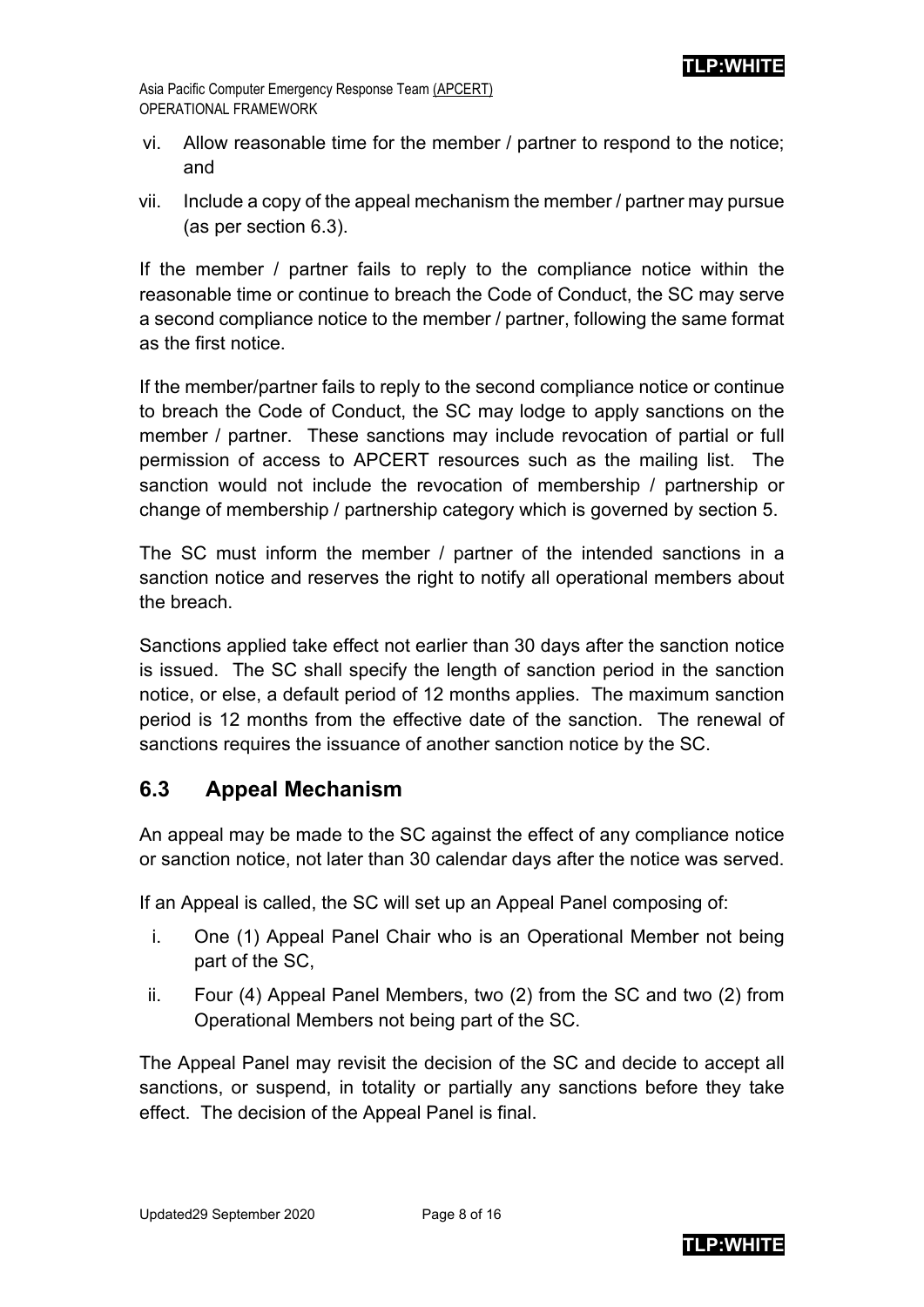vi. Allow reasonable time for the member / partner to respond to the notice; and

vii. Include a copy of the appeal mechanism the member / partner may pursue (as per section 6.3).

If the member / partner fails to reply to the compliance notice within the reasonable time or continue to breach the Code of Conduct, the SC may serve a second compliance notice to the member / partner, following the same format as the first notice.

If the member/partner fails to reply to the second compliance notice or continue to breach the Code of Conduct, the SC may lodge to apply sanctions on the member / partner. These sanctions may include revocation of partial or full permission of access to APCERT resources such as the mailing list. The sanction would not include the revocation of membership / partnership or change of membership / partnership category which is governed by section 5.

The SC must inform the member / partner of the intended sanctions in a sanction notice and reserves the right to notify all operational members about the breach.

Sanctions applied take effect not earlier than 30 days after the sanction notice is issued. The SC shall specify the length of sanction period in the sanction notice, or else, a default period of 12 months applies. The maximum sanction period is 12 months from the effective date of the sanction. The renewal of sanctions requires the issuance of another sanction notice by the SC.

## 6.3 Appeal Mechanism

An appeal may be made to the SC against the effect of any compliance notice or sanction notice, not later than 30 calendar days after the notice was served.

If an Appeal is called, the SC will set up an Appeal Panel composing of:

i. One (1) Appeal Panel Chair who is an Operational Member not being part of the SC,

ii. Four (4) Appeal Panel Members, two (2) from the SC and two (2) from Operational Members not being part of the SC.

The Appeal Panel may revisit the decision of the SC and decide to accept all sanctions, or suspend, in totality or partially any sanctions before they take effect. The decision of the Appeal Panel is final.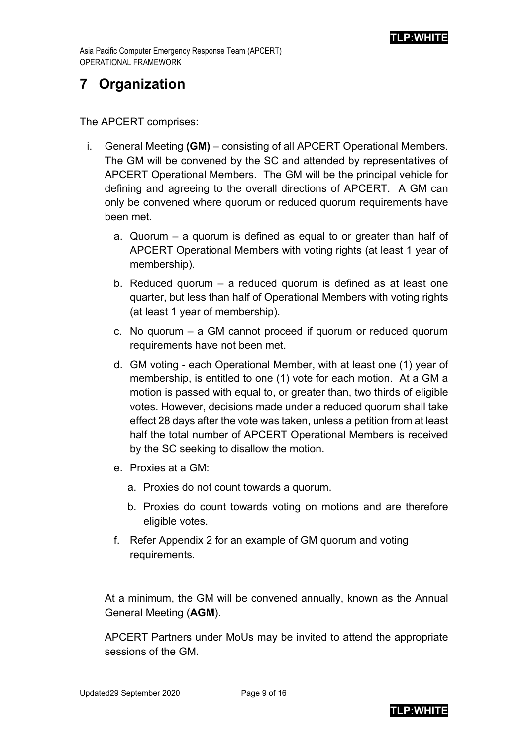# 7 Organization

The APCERT comprises:

i. General Meeting **(GM)** – consisting of all APCERT Operational Members. The GM will be convened by the SC and attended by representatives of APCERT Operational Members. The GM will be the principal vehicle for defining and agreeing to the overall directions of APCERT. A GM can only be convened where quorum or reduced quorum requirements have been met.

   a. Quorum – a quorum is defined as equal to or greater than half of APCERT Operational Members with voting rights (at least 1 year of membership).

   b. Reduced quorum – a reduced quorum is defined as at least one quarter, but less than half of Operational Members with voting rights (at least 1 year of membership).

   c. No quorum – a GM cannot proceed if quorum or reduced quorum requirements have not been met.

   d. GM voting - each Operational Member, with at least one (1) year of membership, is entitled to one (1) vote for each motion. At a GM a motion is passed with equal to, or greater than, two thirds of eligible votes. However, decisions made under a reduced quorum shall take effect 28 days after the vote was taken, unless a petition from at least half the total number of APCERT Operational Members is received by the SC seeking to disallow the motion.

   e. Proxies at a GM:

      a. Proxies do not count towards a quorum.

      b. Proxies do count towards voting on motions and are therefore eligible votes.

   f. Refer Appendix 2 for an example of GM quorum and voting requirements.

At a minimum, the GM will be convened annually, known as the Annual General Meeting (**AGM**).

APCERT Partners under MoUs may be invited to attend the appropriate sessions of the GM.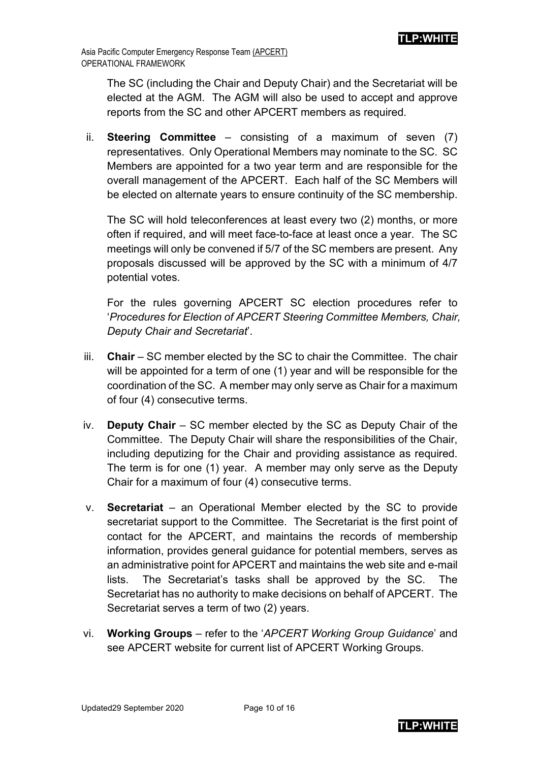The SC (including the Chair and Deputy Chair) and the Secretariat will be elected at the AGM. The AGM will also be used to accept and approve reports from the SC and other APCERT members as required.

ii. **Steering Committee** – consisting of a maximum of seven (7) representatives. Only Operational Members may nominate to the SC. SC Members are appointed for a two year term and are responsible for the overall management of the APCERT. Each half of the SC Members will be elected on alternate years to ensure continuity of the SC membership.

   The SC will hold teleconferences at least every two (2) months, or more often if required, and will meet face-to-face at least once a year. The SC meetings will only be convened if 5/7 of the SC members are present. Any proposals discussed will be approved by the SC with a minimum of 4/7 potential votes.

   For the rules governing APCERT SC election procedures refer to '*Procedures for Election of APCERT Steering Committee Members, Chair, Deputy Chair and Secretariat*'.

iii. **Chair** – SC member elected by the SC to chair the Committee. The chair will be appointed for a term of one (1) year and will be responsible for the coordination of the SC. A member may only serve as Chair for a maximum of four (4) consecutive terms.

iv. **Deputy Chair** – SC member elected by the SC as Deputy Chair of the Committee. The Deputy Chair will share the responsibilities of the Chair, including deputizing for the Chair and providing assistance as required. The term is for one (1) year. A member may only serve as the Deputy Chair for a maximum of four (4) consecutive terms.

v. **Secretariat** – an Operational Member elected by the SC to provide secretariat support to the Committee. The Secretariat is the first point of contact for the APCERT, and maintains the records of membership information, provides general guidance for potential members, serves as an administrative point for APCERT and maintains the web site and e-mail lists. The Secretariat's tasks shall be approved by the SC. The Secretariat has no authority to make decisions on behalf of APCERT. The Secretariat serves a term of two (2) years.

vi. **Working Groups** – refer to the '*APCERT Working Group Guidance*' and see APCERT website for current list of APCERT Working Groups.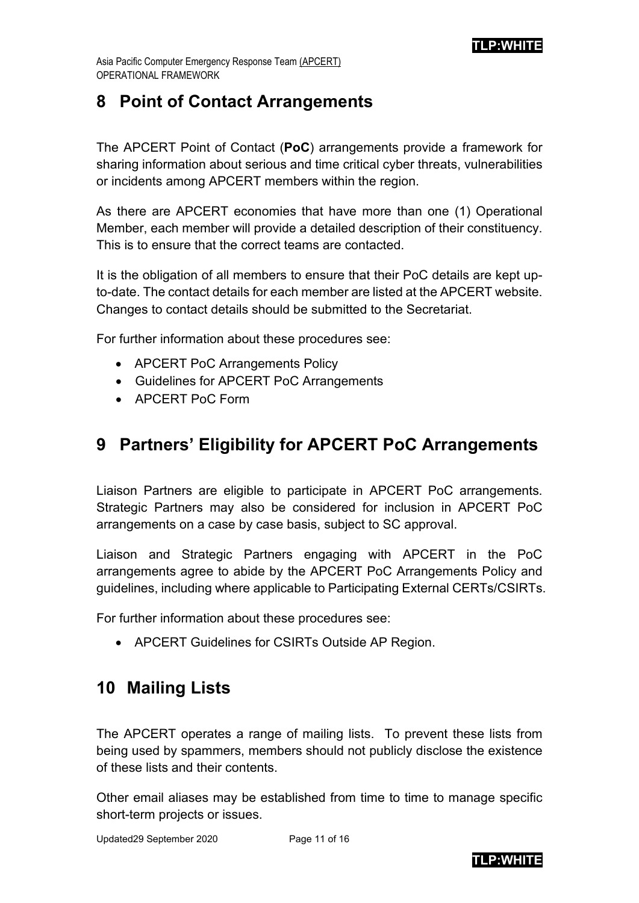## 8 Point of Contact Arrangements

The APCERT Point of Contact (**PoC**) arrangements provide a framework for sharing information about serious and time critical cyber threats, vulnerabilities or incidents among APCERT members within the region.

As there are APCERT economies that have more than one (1) Operational Member, each member will provide a detailed description of their constituency. This is to ensure that the correct teams are contacted.

It is the obligation of all members to ensure that their PoC details are kept up-to-date. The contact details for each member are listed at the APCERT website. Changes to contact details should be submitted to the Secretariat.

For further information about these procedures see:

- APCERT PoC Arrangements Policy
- Guidelines for APCERT PoC Arrangements
- APCERT PoC Form

## 9 Partners' Eligibility for APCERT PoC Arrangements

Liaison Partners are eligible to participate in APCERT PoC arrangements. Strategic Partners may also be considered for inclusion in APCERT PoC arrangements on a case by case basis, subject to SC approval.

Liaison and Strategic Partners engaging with APCERT in the PoC arrangements agree to abide by the APCERT PoC Arrangements Policy and guidelines, including where applicable to Participating External CERTs/CSIRTs.

For further information about these procedures see:

- APCERT Guidelines for CSIRTs Outside AP Region.

## 10 Mailing Lists

The APCERT operates a range of mailing lists. To prevent these lists from being used by spammers, members should not publicly disclose the existence of these lists and their contents.

Other email aliases may be established from time to time to manage specific short-term projects or issues.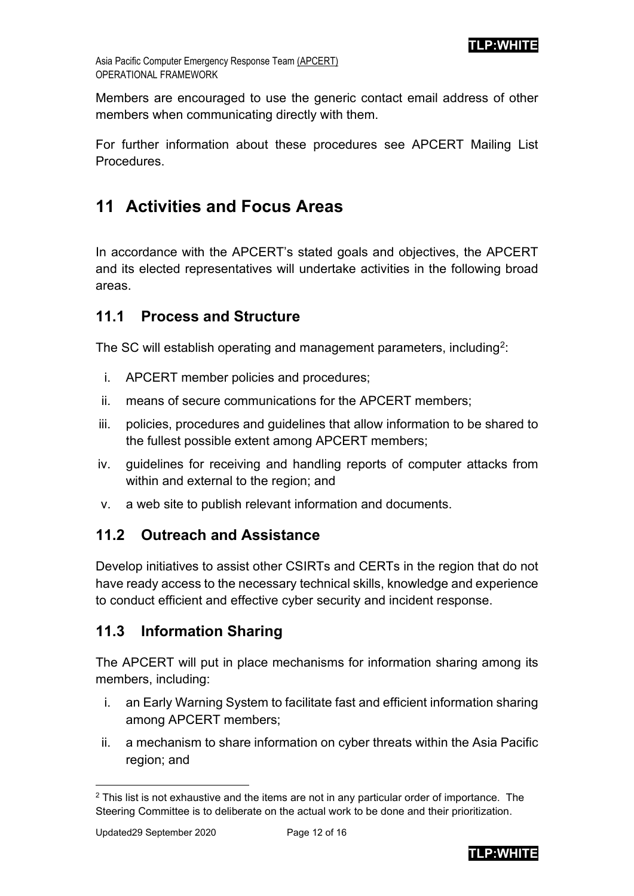Members are encouraged to use the generic contact email address of other members when communicating directly with them.

For further information about these procedures see APCERT Mailing List Procedures.

# 11 Activities and Focus Areas

In accordance with the APCERT's stated goals and objectives, the APCERT and its elected representatives will undertake activities in the following broad areas.

## 11.1 Process and Structure

The SC will establish operating and management parameters, including[2]:

i. APCERT member policies and procedures;
ii. means of secure communications for the APCERT members;
iii. policies, procedures and guidelines that allow information to be shared to the fullest possible extent among APCERT members;
iv. guidelines for receiving and handling reports of computer attacks from within and external to the region; and
v. a web site to publish relevant information and documents.

## 11.2 Outreach and Assistance

Develop initiatives to assist other CSIRTs and CERTs in the region that do not have ready access to the necessary technical skills, knowledge and experience to conduct efficient and effective cyber security and incident response.

## 11.3 Information Sharing

The APCERT will put in place mechanisms for information sharing among its members, including:

i. an Early Warning System to facilitate fast and efficient information sharing among APCERT members;
ii. a mechanism to share information on cyber threats within the Asia Pacific region; and

[2] This list is not exhaustive and the items are not in any particular order of importance. The Steering Committee is to deliberate on the actual work to be done and their prioritization.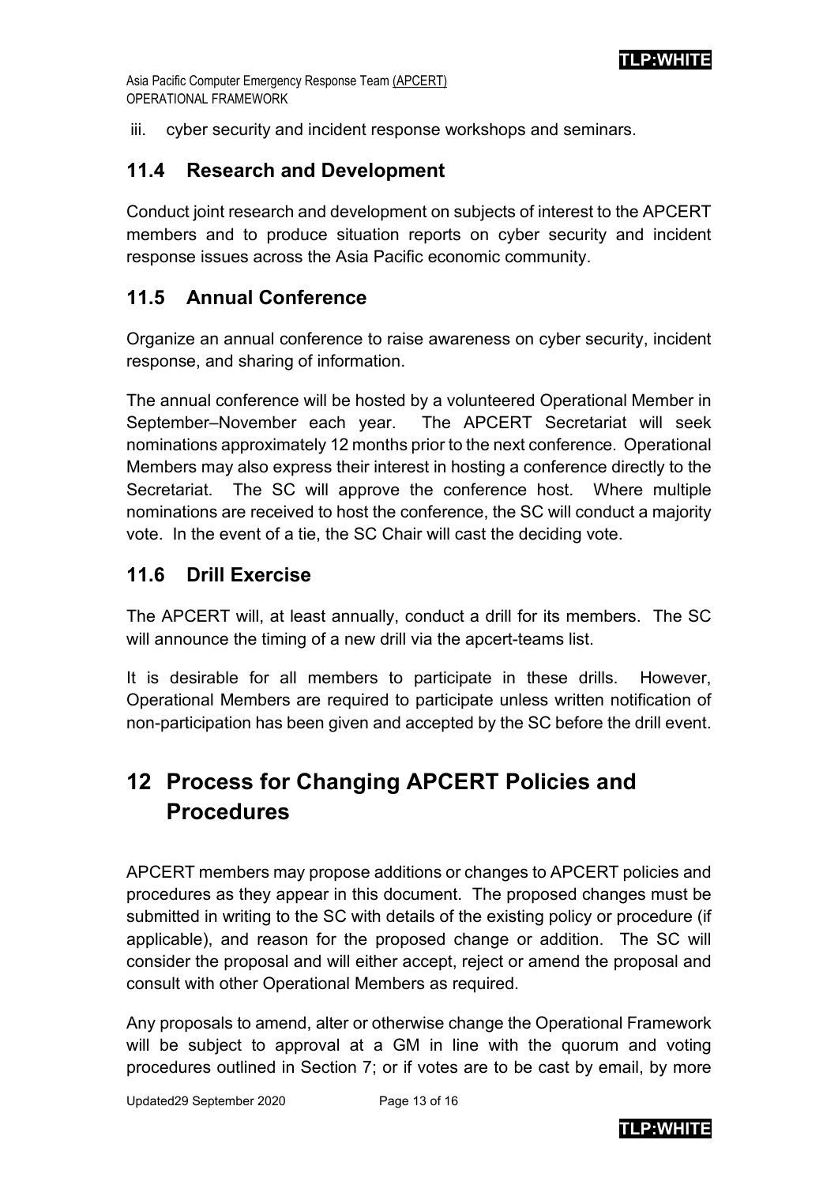iii. cyber security and incident response workshops and seminars.

### 11.4 Research and Development

Conduct joint research and development on subjects of interest to the APCERT members and to produce situation reports on cyber security and incident response issues across the Asia Pacific economic community.

### 11.5 Annual Conference

Organize an annual conference to raise awareness on cyber security, incident response, and sharing of information.

The annual conference will be hosted by a volunteered Operational Member in September–November each year. The APCERT Secretariat will seek nominations approximately 12 months prior to the next conference. Operational Members may also express their interest in hosting a conference directly to the Secretariat. The SC will approve the conference host. Where multiple nominations are received to host the conference, the SC will conduct a majority vote. In the event of a tie, the SC Chair will cast the deciding vote.

### 11.6 Drill Exercise

The APCERT will, at least annually, conduct a drill for its members. The SC will announce the timing of a new drill via the apcert-teams list.

It is desirable for all members to participate in these drills. However, Operational Members are required to participate unless written notification of non-participation has been given and accepted by the SC before the drill event.

## 12 Process for Changing APCERT Policies and Procedures

APCERT members may propose additions or changes to APCERT policies and procedures as they appear in this document. The proposed changes must be submitted in writing to the SC with details of the existing policy or procedure (if applicable), and reason for the proposed change or addition. The SC will consider the proposal and will either accept, reject or amend the proposal and consult with other Operational Members as required.

Any proposals to amend, alter or otherwise change the Operational Framework will be subject to approval at a GM in line with the quorum and voting procedures outlined in Section 7; or if votes are to be cast by email, by more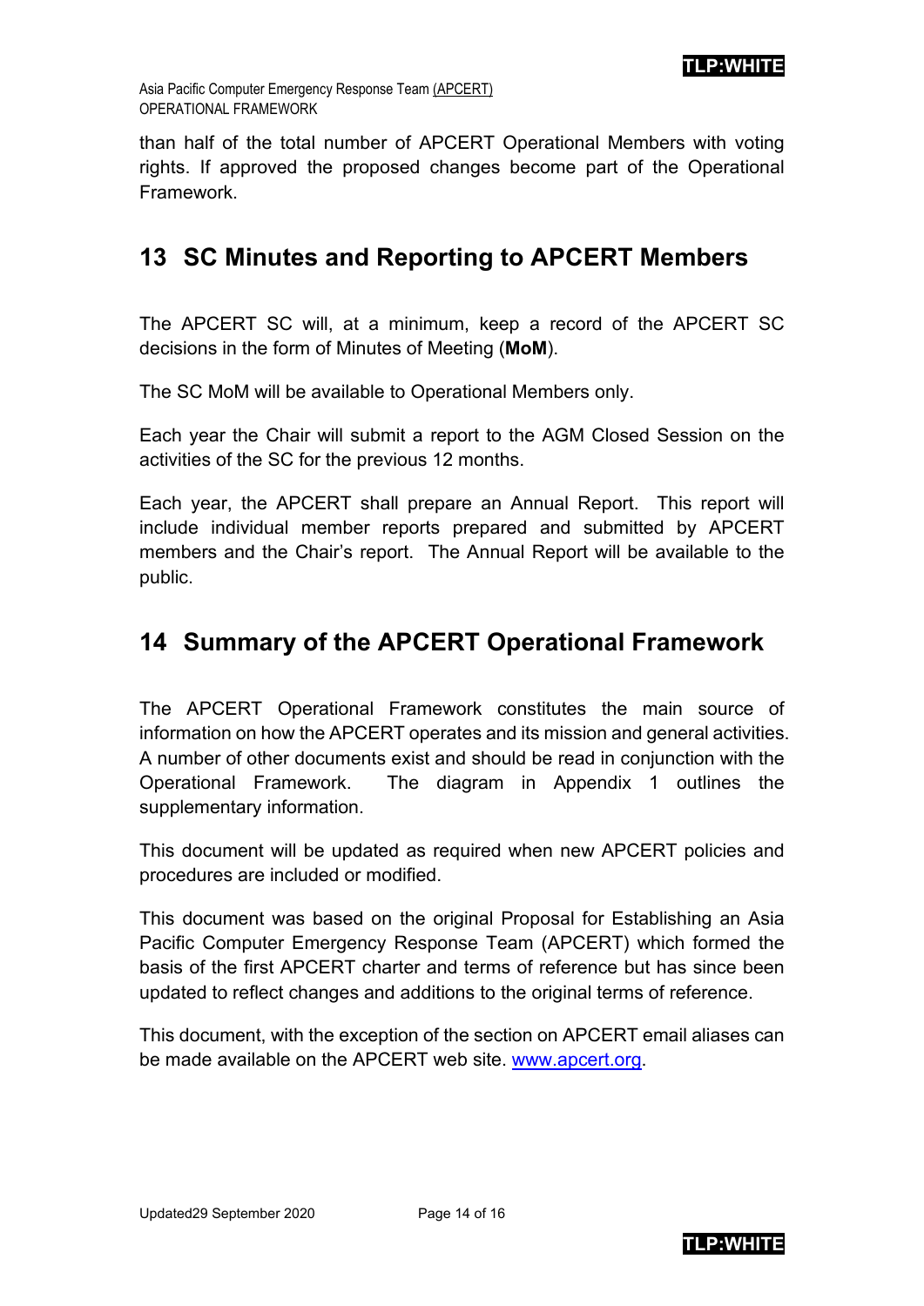than half of the total number of APCERT Operational Members with voting rights. If approved the proposed changes become part of the Operational Framework.

## 13 SC Minutes and Reporting to APCERT Members

The APCERT SC will, at a minimum, keep a record of the APCERT SC decisions in the form of Minutes of Meeting (**MoM**).

The SC MoM will be available to Operational Members only.

Each year the Chair will submit a report to the AGM Closed Session on the activities of the SC for the previous 12 months.

Each year, the APCERT shall prepare an Annual Report. This report will include individual member reports prepared and submitted by APCERT members and the Chair's report. The Annual Report will be available to the public.

## 14 Summary of the APCERT Operational Framework

The APCERT Operational Framework constitutes the main source of information on how the APCERT operates and its mission and general activities. A number of other documents exist and should be read in conjunction with the Operational Framework. The diagram in Appendix 1 outlines the supplementary information.

This document will be updated as required when new APCERT policies and procedures are included or modified.

This document was based on the original Proposal for Establishing an Asia Pacific Computer Emergency Response Team (APCERT) which formed the basis of the first APCERT charter and terms of reference but has since been updated to reflect changes and additions to the original terms of reference.

This document, with the exception of the section on APCERT email aliases can be made available on the APCERT web site. [www.apcert.org](http://www.apcert.org).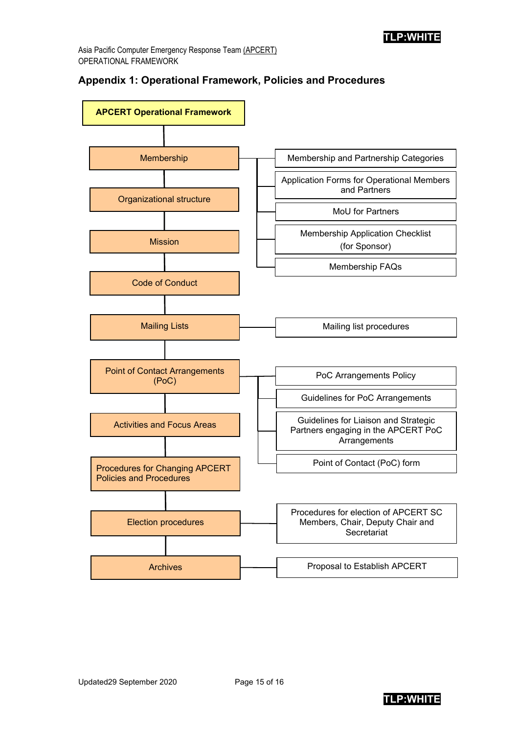## Appendix 1: Operational Framework, Policies and Procedures

- **APCERT Operational Framework**
  - Membership
    - Membership and Partnership Categories
    - Application Forms for Operational Members and Partners
    - MoU for Partners
    - Membership Application Checklist (for Sponsor)
    - Membership FAQs
  - Organizational structure
  - Mission
  - Code of Conduct
  - Mailing Lists
    - Mailing list procedures
  - Point of Contact Arrangements (PoC)
    - PoC Arrangements Policy
    - Guidelines for PoC Arrangements
    - Guidelines for Liaison and Strategic Partners engaging in the APCERT PoC Arrangements
    - Point of Contact (PoC) form
  - Activities and Focus Areas
  - Procedures for Changing APCERT Policies and Procedures
  - Election procedures
    - Procedures for election of APCERT SC Members, Chair, Deputy Chair and Secretariat
  - Archives
    - Proposal to Establish APCERT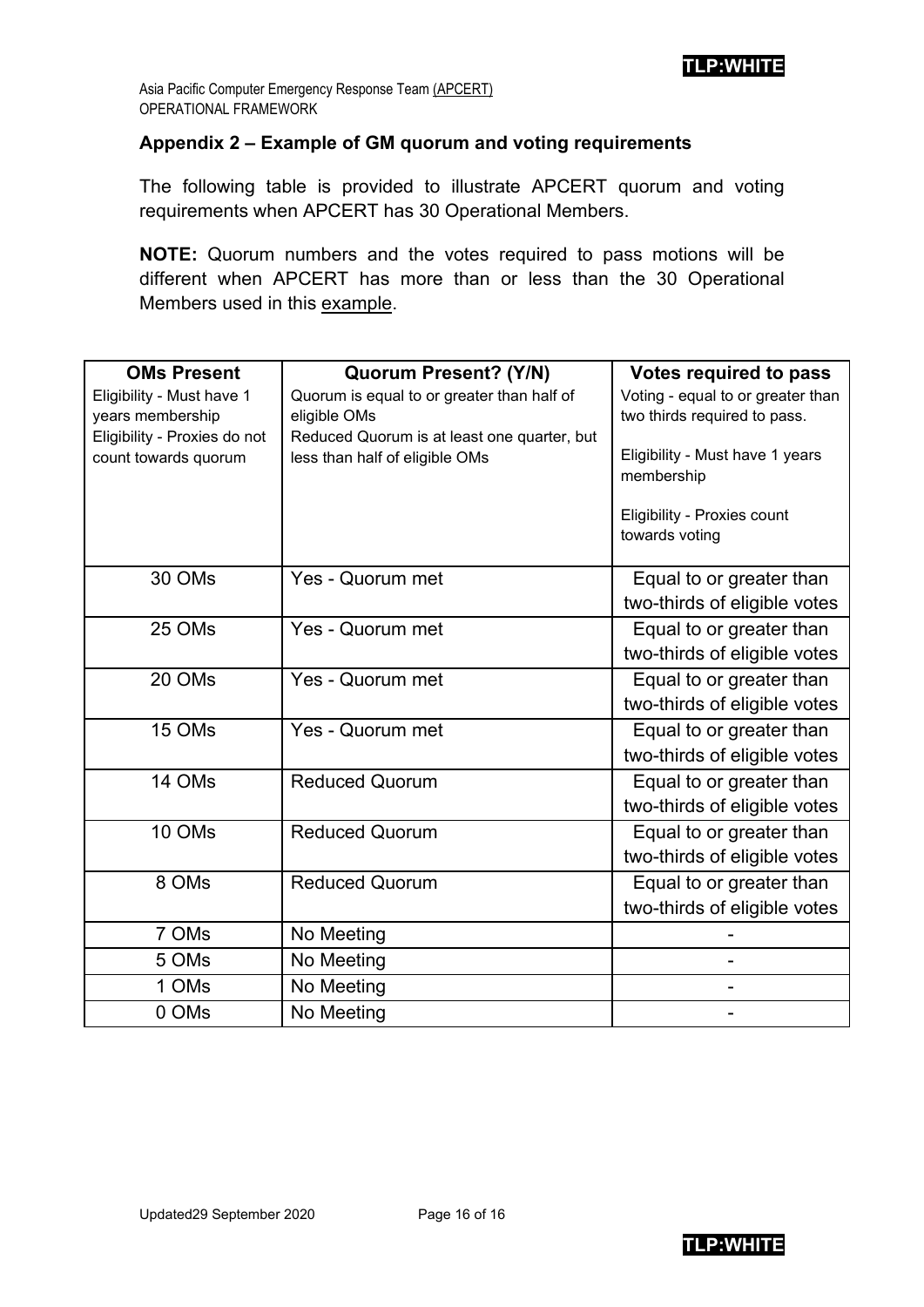## Appendix 2 – Example of GM quorum and voting requirements

The following table is provided to illustrate APCERT quorum and voting requirements when APCERT has 30 Operational Members.

**NOTE:** Quorum numbers and the votes required to pass motions will be different when APCERT has more than or less than the 30 Operational Members used in this example.

| **OMs Present**<br>Eligibility - Must have 1 years membership<br>Eligibility - Proxies do not count towards quorum | **Quorum Present? (Y/N)**<br>Quorum is equal to or greater than half of eligible OMs<br>Reduced Quorum is at least one quarter, but less than half of eligible OMs | **Votes required to pass**<br>Voting - equal to or greater than two thirds required to pass.<br>Eligibility - Must have 1 years membership<br>Eligibility - Proxies count towards voting |
|---|---|---|
| 30 OMs | Yes - Quorum met | Equal to or greater than two-thirds of eligible votes |
| 25 OMs | Yes - Quorum met | Equal to or greater than two-thirds of eligible votes |
| 20 OMs | Yes - Quorum met | Equal to or greater than two-thirds of eligible votes |
| 15 OMs | Yes - Quorum met | Equal to or greater than two-thirds of eligible votes |
| 14 OMs | Reduced Quorum | Equal to or greater than two-thirds of eligible votes |
| 10 OMs | Reduced Quorum | Equal to or greater than two-thirds of eligible votes |
| 8 OMs | Reduced Quorum | Equal to or greater than two-thirds of eligible votes |
| 7 OMs | No Meeting | - |
| 5 OMs | No Meeting | - |
| 1 OMs | No Meeting | - |
| 0 OMs | No Meeting | - |